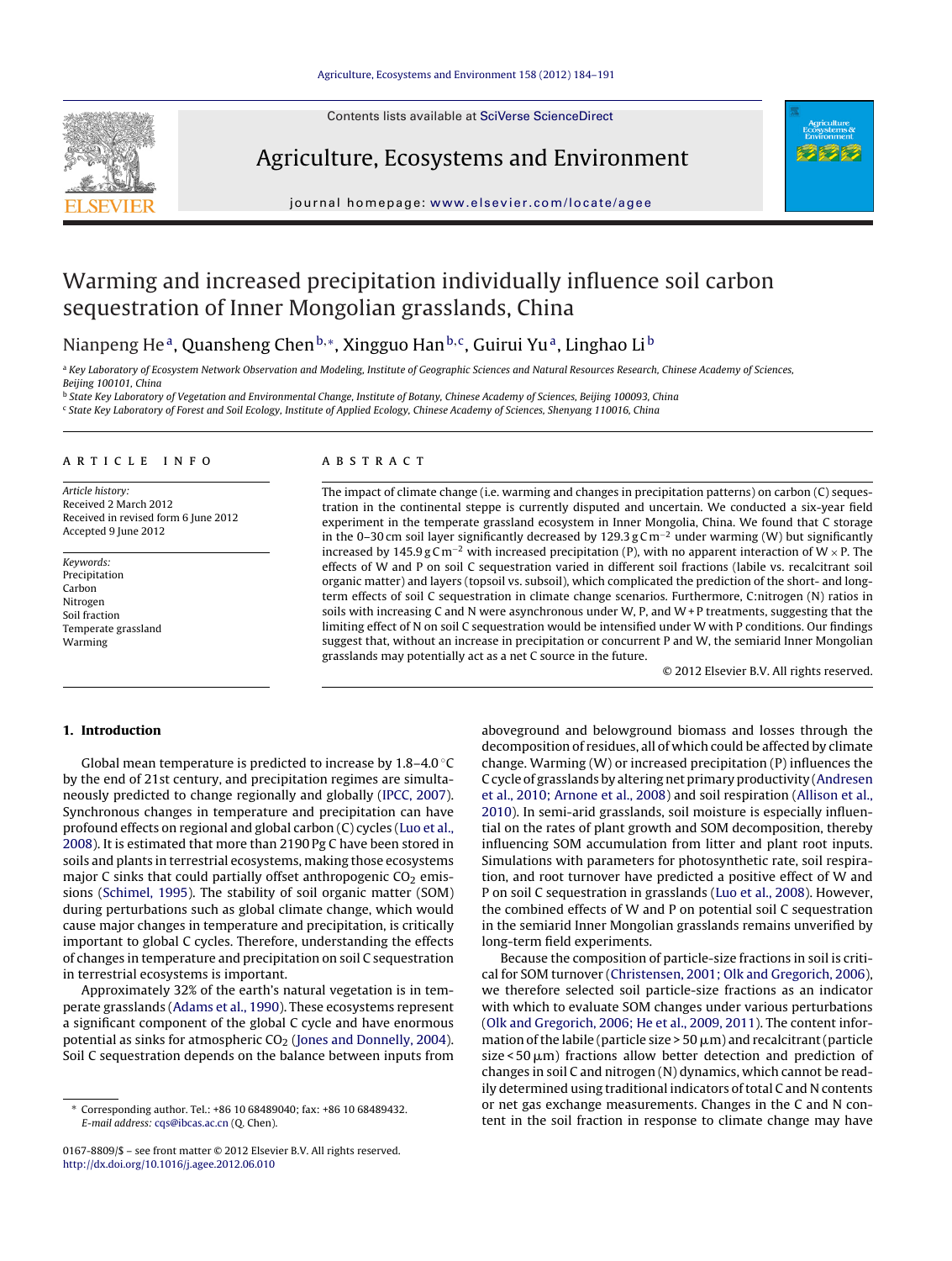# Warming and increased precipitation individually influence soil carbon sequestration of Inner Mongolian grasslands, China

Nianpeng He[a], Quansheng Chen[b,*], Xingguo Han[b,c], Guirui Yu[a], Linghao Li[b]

[a] Key Laboratory of Ecosystem Network Observation and Modeling, Institute of Geographic Sciences and Natural Resources Research, Chinese Academy of Sciences, Beijing 100101, China

[b] State Key Laboratory of Vegetation and Environmental Change, Institute of Botany, Chinese Academy of Sciences, Beijing 100093, China

[c] State Key Laboratory of Forest and Soil Ecology, Institute of Applied Ecology, Chinese Academy of Sciences, Shenyang 110016, China

## ARTICLE INFO

*Article history:*
Received 2 March 2012
Received in revised form 6 June 2012
Accepted 9 June 2012

*Keywords:*
Precipitation
Carbon
Nitrogen
Soil fraction
Temperate grassland
Warming

## ABSTRACT

The impact of climate change (i.e. warming and changes in precipitation patterns) on carbon (C) sequestration in the continental steppe is currently disputed and uncertain. We conducted a six-year field experiment in the temperate grassland ecosystem in Inner Mongolia, China. We found that C storage in the 0–30 cm soil layer significantly decreased by 129.3 g C $m^{-2}$ under warming (W) but significantly increased by 145.9 g C $m^{-2}$ with increased precipitation (P), with no apparent interaction of W × P. The effects of W and P on soil C sequestration varied in different soil fractions (labile vs. recalcitrant soil organic matter) and layers (topsoil vs. subsoil), which complicated the prediction of the short- and long-term effects of soil C sequestration in climate change scenarios. Furthermore, C:nitrogen (N) ratios in soils with increasing C and N were asynchronous under W, P, and W + P treatments, suggesting that the limiting effect of N on soil C sequestration would be intensified under W with P conditions. Our findings suggest that, without an increase in precipitation or concurrent P and W, the semiarid Inner Mongolian grasslands may potentially act as a net C source in the future.

© 2012 Elsevier B.V. All rights reserved.

## 1. Introduction

Global mean temperature is predicted to increase by 1.8–4.0 °C by the end of 21st century, and precipitation regimes are simultaneously predicted to change regionally and globally (IPCC, 2007). Synchronous changes in temperature and precipitation can have profound effects on regional and global carbon (C) cycles (Luo et al., 2008). It is estimated that more than 2190 Pg C have been stored in soils and plants in terrestrial ecosystems, making those ecosystems major C sinks that could partially offset anthropogenic $CO_2$ emissions (Schimel, 1995). The stability of soil organic matter (SOM) during perturbations such as global climate change, which would cause major changes in temperature and precipitation, is critically important to global C cycles. Therefore, understanding the effects of changes in temperature and precipitation on soil C sequestration in terrestrial ecosystems is important.

Approximately 32% of the earth's natural vegetation is in temperate grasslands (Adams et al., 1990). These ecosystems represent a significant component of the global C cycle and have enormous potential as sinks for atmospheric $CO_2$ (Jones and Donnelly, 2004). Soil C sequestration depends on the balance between inputs from aboveground and belowground biomass and losses through the decomposition of residues, all of which could be affected by climate change. Warming (W) or increased precipitation (P) influences the C cycle of grasslands by altering net primary productivity (Andresen et al., 2010; Arnone et al., 2008) and soil respiration (Allison et al., 2010). In semi-arid grasslands, soil moisture is especially influential on the rates of plant growth and SOM decomposition, thereby influencing SOM accumulation from litter and plant root inputs. Simulations with parameters for photosynthetic rate, soil respiration, and root turnover have predicted a positive effect of W and P on soil C sequestration in grasslands (Luo et al., 2008). However, the combined effects of W and P on potential soil C sequestration in the semiarid Inner Mongolian grasslands remains unverified by long-term field experiments.

Because the composition of particle-size fractions in soil is critical for SOM turnover (Christensen, 2001; Olk and Gregorich, 2006), we therefore selected soil particle-size fractions as an indicator with which to evaluate SOM changes under various perturbations (Olk and Gregorich, 2006; He et al., 2009, 2011). The content information of the labile (particle size > 50 μm) and recalcitrant (particle size < 50 μm) fractions allow better detection and prediction of changes in soil C and nitrogen (N) dynamics, which cannot be readily determined using traditional indicators of total C and N contents or net gas exchange measurements. Changes in the C and N content in the soil fraction in response to climate change may have

* Corresponding author. Tel.: +86 10 68489040; fax: +86 10 68489432. E-mail address: cqs@ibcas.ac.cn (Q. Chen).

0167-8809/$ – see front matter © 2012 Elsevier B.V. All rights reserved.
http://dx.doi.org/10.1016/j.agee.2012.06.010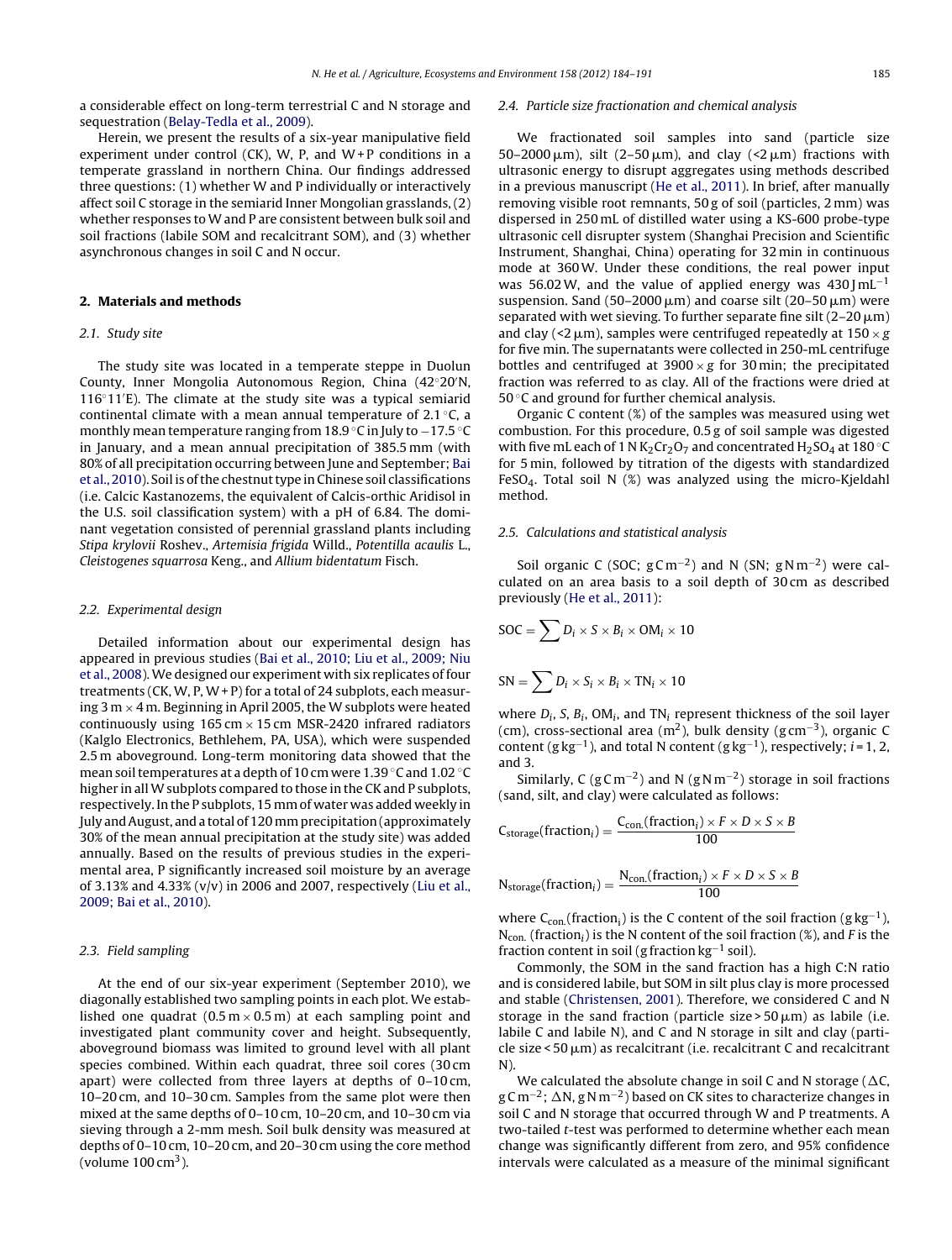a considerable effect on long-term terrestrial C and N storage and sequestration (Belay-Tedla et al., 2009).

Herein, we present the results of a six-year manipulative field experiment under control (CK), W, P, and W + P conditions in a temperate grassland in northern China. Our findings addressed three questions: (1) whether W and P individually or interactively affect soil C storage in the semiarid Inner Mongolian grasslands, (2) whether responses to W and P are consistent between bulk soil and soil fractions (labile SOM and recalcitrant SOM), and (3) whether asynchronous changes in soil C and N occur.

## 2. Materials and methods

### 2.1. Study site

The study site was located in a temperate steppe in Duolun County, Inner Mongolia Autonomous Region, China (42°20′N, 116°11′E). The climate at the study site was a typical semiarid continental climate with a mean annual temperature of 2.1 °C, a monthly mean temperature ranging from 18.9 °C in July to −17.5 °C in January, and a mean annual precipitation of 385.5 mm (with 80% of all precipitation occurring between June and September; Bai et al., 2010). Soil is of the chestnut type in Chinese soil classifications (i.e. Calcic Kastanozems, the equivalent of Calcis-orthic Aridisol in the U.S. soil classification system) with a pH of 6.84. The dominant vegetation consisted of perennial grassland plants including *Stipa krylovii* Roshev., *Artemisia frigida* Willd., *Potentilla acaulis* L., *Cleistogenes squarrosa* Keng., and *Allium bidentatum* Fisch.

### 2.2. Experimental design

Detailed information about our experimental design has appeared in previous studies (Bai et al., 2010; Liu et al., 2009; Niu et al., 2008). We designed our experiment with six replicates of four treatments (CK, W, P, W + P) for a total of 24 subplots, each measuring 3 m × 4 m. Beginning in April 2005, the W subplots were heated continuously using 165 cm × 15 cm MSR-2420 infrared radiators (Kalglo Electronics, Bethlehem, PA, USA), which were suspended 2.5 m aboveground. Long-term monitoring data showed that the mean soil temperatures at a depth of 10 cm were 1.39 °C and 1.02 °C higher in all W subplots compared to those in the CK and P subplots, respectively. In the P subplots, 15 mm of water was added weekly in July and August, and a total of 120 mm precipitation (approximately 30% of the mean annual precipitation at the study site) was added annually. Based on the results of previous studies in the experimental area, P significantly increased soil moisture by an average of 3.13% and 4.33% (v/v) in 2006 and 2007, respectively (Liu et al., 2009; Bai et al., 2010).

### 2.3. Field sampling

At the end of our six-year experiment (September 2010), we diagonally established two sampling points in each plot. We established one quadrat (0.5 m × 0.5 m) at each sampling point and investigated plant community cover and height. Subsequently, aboveground biomass was limited to ground level with all plant species combined. Within each quadrat, three soil cores (30 cm apart) were collected from three layers at depths of 0–10 cm, 10–20 cm, and 10–30 cm. Samples from the same plot were then mixed at the same depths of 0–10 cm, 10–20 cm, and 10–30 cm via sieving through a 2-mm mesh. Soil bulk density was measured at depths of 0–10 cm, 10–20 cm, and 20–30 cm using the core method (volume 100 cm$^3$).

### 2.4. Particle size fractionation and chemical analysis

We fractionated soil samples into sand (particle size 50–2000 μm), silt (2–50 μm), and clay (<2 μm) fractions with ultrasonic energy to disrupt aggregates using methods described in a previous manuscript (He et al., 2011). In brief, after manually removing visible root remnants, 50 g of soil (particles, 2 mm) was dispersed in 250 mL of distilled water using a KS-600 probe-type ultrasonic cell disrupter system (Shanghai Precision and Scientific Instrument, Shanghai, China) operating for 32 min in continuous mode at 360 W. Under these conditions, the real power input was 56.02 W, and the value of applied energy was 430 J mL$^{-1}$ suspension. Sand (50–2000 μm) and coarse silt (20–50 μm) were separated with wet sieving. To further separate fine silt (2–20 μm) and clay (<2 μm), samples were centrifuged repeatedly at 150 × g for five min. The supernatants were collected in 250-mL centrifuge bottles and centrifuged at 3900 × g for 30 min; the precipitated fraction was referred to as clay. All of the fractions were dried at 50 °C and ground for further chemical analysis.

Organic C content (%) of the samples was measured using wet combustion. For this procedure, 0.5 g of soil sample was digested with five mL each of 1 N $K_2Cr_2O_7$ and concentrated $H_2SO_4$ at 180 °C for 5 min, followed by titration of the digests with standardized $FeSO_4$. Total soil N (%) was analyzed using the micro-Kjeldahl method.

### 2.5. Calculations and statistical analysis

Soil organic C (SOC; g C m$^{-2}$) and N (SN; g N m$^{-2}$) were calculated on an area basis to a soil depth of 30 cm as described previously (He et al., 2011):

$$\mathrm{SOC} = \sum D_i \times S \times B_i \times \mathrm{OM}_i \times 10$$

$$\mathrm{SN} = \sum D_i \times S_i \times B_i \times \mathrm{TN}_i \times 10$$

where $D_i$, $S$, $B_i$, $\mathrm{OM}_i$, and $\mathrm{TN}_i$ represent thickness of the soil layer (cm), cross-sectional area (m$^2$), bulk density (g cm$^{-3}$), organic C content (g kg$^{-1}$), and total N content (g kg$^{-1}$), respectively; $i$ = 1, 2, and 3.

Similarly, C (g C m$^{-2}$) and N (g N m$^{-2}$) storage in soil fractions (sand, silt, and clay) were calculated as follows:

$$\mathrm{C_{storage}(fraction_{\mathit{i}})} = \frac{\mathrm{C_{con.}(fraction_{\mathit{i}})} \times F \times D \times S \times B}{100}$$

$$\mathrm{N_{storage}(fraction_{\mathit{i}})} = \frac{\mathrm{N_{con.}(fraction_{\mathit{i}})} \times F \times D \times S \times B}{100}$$

where $\mathrm{C_{con.}(fraction_{\mathit{i}})}$ is the C content of the soil fraction (g kg$^{-1}$), $\mathrm{N_{con.}(fraction_{\mathit{i}})}$ is the N content of the soil fraction (%), and $F$ is the fraction content in soil (g fraction kg$^{-1}$ soil).

Commonly, the SOM in the sand fraction has a high C:N ratio and is considered labile, but SOM in silt plus clay is more processed and stable (Christensen, 2001). Therefore, we considered C and N storage in the sand fraction (particle size > 50 μm) as labile (i.e. labile C and labile N), and C and N storage in silt and clay (particle size < 50 μm) as recalcitrant (i.e. recalcitrant C and recalcitrant N).

We calculated the absolute change in soil C and N storage (ΔC, g C m$^{-2}$; ΔN, g N m$^{-2}$) based on CK sites to characterize changes in soil C and N storage that occurred through W and P treatments. A two-tailed $t$-test was performed to determine whether each mean change was significantly different from zero, and 95% confidence intervals were calculated as a measure of the minimal significant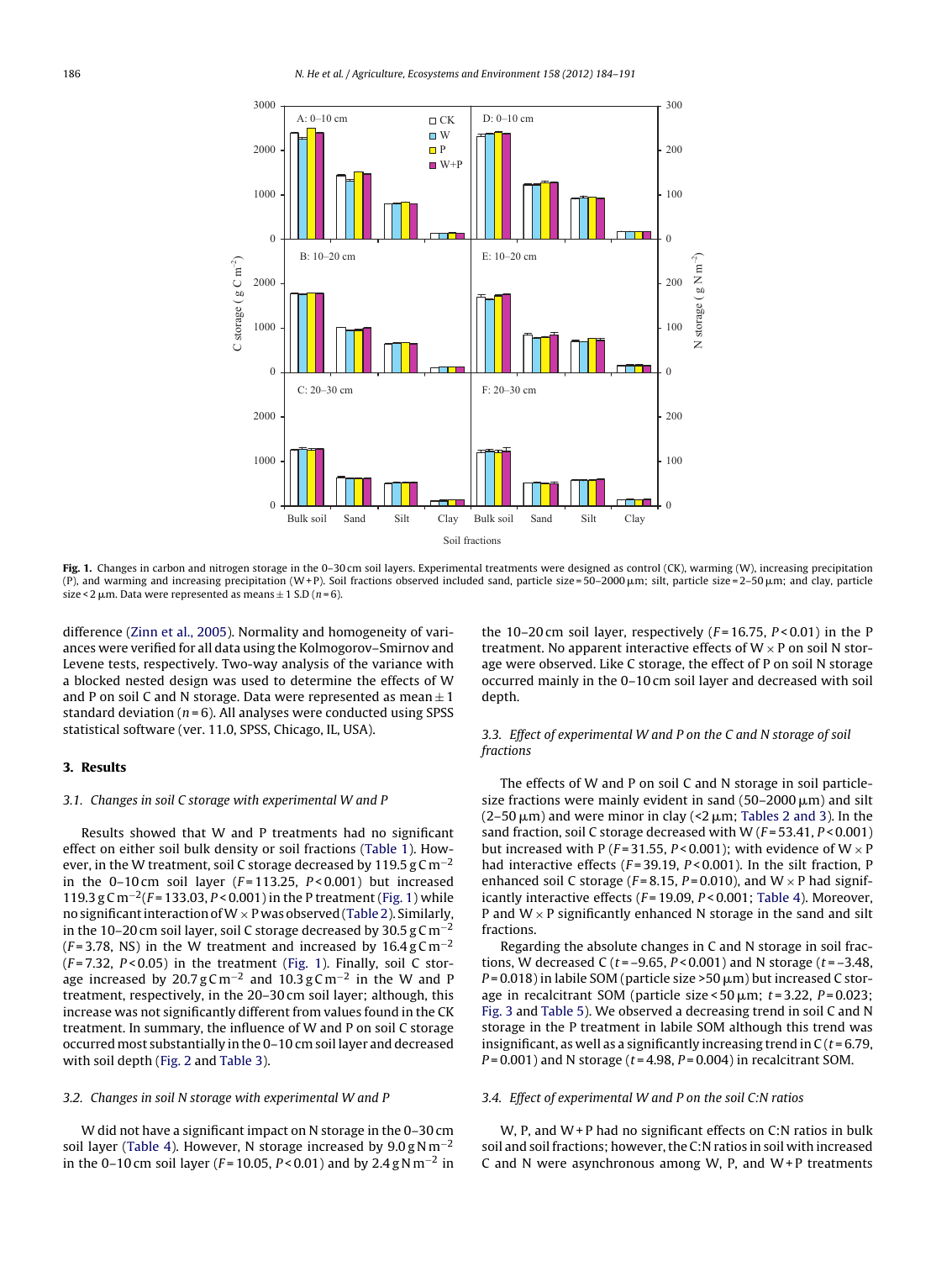Fig. 1. Changes in carbon and nitrogen storage in the 0–30 cm soil layers. Experimental treatments were designed as control (CK), warming (W), increasing precipitation (P), and warming and increasing precipitation (W + P). Soil fractions observed included sand, particle size = 50–2000 μm; silt, particle size = 2–50 μm; and clay, particle size < 2 μm. Data were represented as means ± 1 S.D (n = 6).

difference (Zinn et al., 2005). Normality and homogeneity of variances were verified for all data using the Kolmogorov–Smirnov and Levene tests, respectively. Two-way analysis of the variance with a blocked nested design was used to determine the effects of W and P on soil C and N storage. Data were represented as mean ± 1 standard deviation (n = 6). All analyses were conducted using SPSS statistical software (ver. 11.0, SPSS, Chicago, IL, USA).

## 3. Results

### 3.1. Changes in soil C storage with experimental W and P

Results showed that W and P treatments had no significant effect on either soil bulk density or soil fractions (Table 1). However, in the W treatment, soil C storage decreased by 119.5 g C $m^{-2}$ in the 0–10 cm soil layer ($F = 113.25$, $P < 0.001$) but increased 119.3 g C $m^{-2}$ ($F = 133.03$, $P < 0.001$) in the P treatment (Fig. 1) while no significant interaction of W × P was observed (Table 2). Similarly, in the 10–20 cm soil layer, soil C storage decreased by 30.5 g C $m^{-2}$ ($F = 3.78$, NS) in the W treatment and increased by 16.4 g C $m^{-2}$ ($F = 7.32$, $P < 0.05$) in the treatment (Fig. 1). Finally, soil C storage increased by 20.7 g C $m^{-2}$ and 10.3 g C $m^{-2}$ in the W and P treatment, respectively, in the 20–30 cm soil layer; although, this increase was not significantly different from values found in the CK treatment. In summary, the influence of W and P on soil C storage occurred most substantially in the 0–10 cm soil layer and decreased with soil depth (Fig. 2 and Table 3).

### 3.2. Changes in soil N storage with experimental W and P

W did not have a significant impact on N storage in the 0–30 cm soil layer (Table 4). However, N storage increased by 9.0 g N $m^{-2}$ in the 0–10 cm soil layer ($F = 10.05$, $P < 0.01$) and by 2.4 g N $m^{-2}$ in the 10–20 cm soil layer, respectively ($F = 16.75$, $P < 0.01$) in the P treatment. No apparent interactive effects of W × P on soil N storage were observed. Like C storage, the effect of P on soil N storage occurred mainly in the 0–10 cm soil layer and decreased with soil depth.

### 3.3. Effect of experimental W and P on the C and N storage of soil fractions

The effects of W and P on soil C and N storage in soil particle-size fractions were mainly evident in sand (50–2000 μm) and silt (2–50 μm) and were minor in clay (<2 μm; Tables 2 and 3). In the sand fraction, soil C storage decreased with W ($F = 53.41$, $P < 0.001$) but increased with P ($F = 31.55$, $P < 0.001$); with evidence of W × P had interactive effects ($F = 39.19$, $P < 0.001$). In the silt fraction, P enhanced soil C storage ($F = 8.15$, $P = 0.010$), and W × P had significantly interactive effects ($F = 19.09$, $P < 0.001$; Table 4). Moreover, P and W × P significantly enhanced N storage in the sand and silt fractions.

Regarding the absolute changes in C and N storage in soil fractions, W decreased C ($t = -9.65$, $P < 0.001$) and N storage ($t = -3.48$, $P = 0.018$) in labile SOM (particle size >50 μm) but increased C storage in recalcitrant SOM (particle size < 50 μm; $t = 3.22$, $P = 0.023$; Fig. 3 and Table 5). We observed a decreasing trend in soil C and N storage in the P treatment in labile SOM although this trend was insignificant, as well as a significantly increasing trend in C ($t = 6.79$, $P = 0.001$) and N storage ($t = 4.98$, $P = 0.004$) in recalcitrant SOM.

### 3.4. Effect of experimental W and P on the soil C:N ratios

W, P, and W + P had no significant effects on C:N ratios in bulk soil and soil fractions; however, the C:N ratios in soil with increased C and N were asynchronous among W, P, and W + P treatments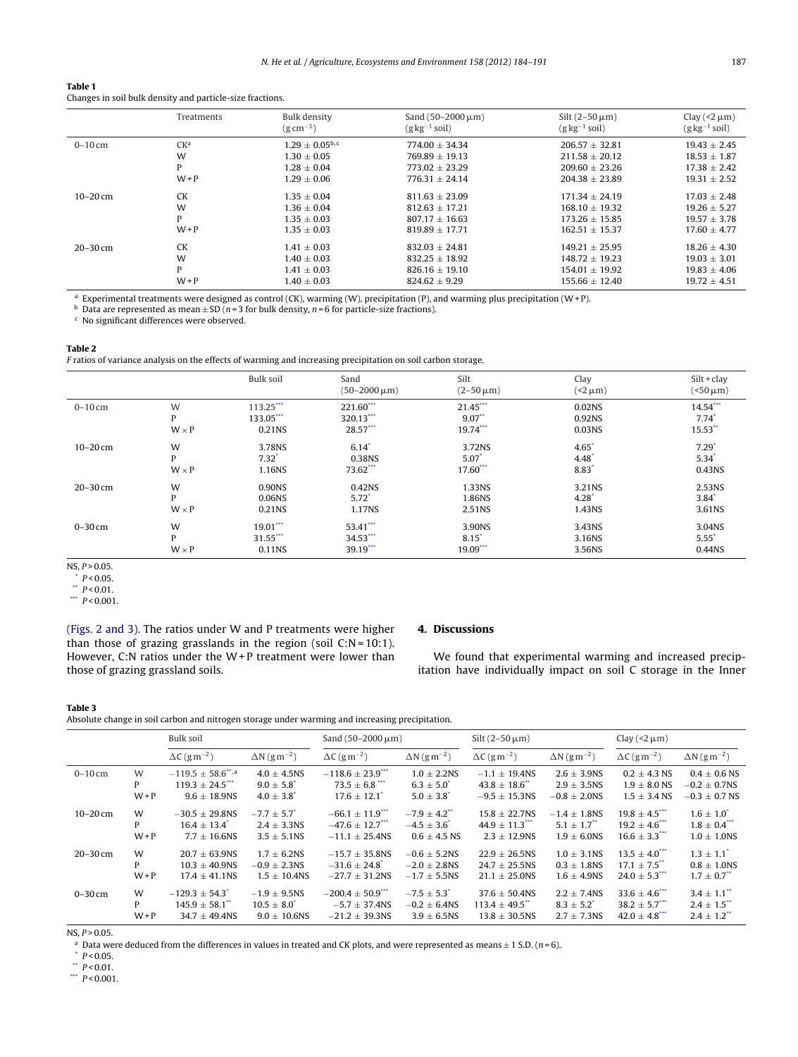**Table 1**
Changes in soil bulk density and particle-size fractions.

| | Treatments | Bulk density ($g\,cm^{-3}$) | Sand (50–2000 μm) ($g\,kg^{-1}$ soil) | Silt (2–50 μm) ($g\,kg^{-1}$ soil) | Clay (<2 μm) ($g\,kg^{-1}$ soil) |
|---|---|---|---|---|---|
| 0–10 cm | CK[a] | 1.29 ± 0.05[b,c] | 774.00 ± 34.34 | 206.57 ± 32.81 | 19.43 ± 2.45 |
| | W | 1.30 ± 0.05 | 769.89 ± 19.13 | 211.58 ± 20.12 | 18.53 ± 1.87 |
| | P | 1.28 ± 0.04 | 773.02 ± 23.29 | 209.60 ± 23.26 | 17.38 ± 2.42 |
| | W + P | 1.29 ± 0.06 | 776.31 ± 24.14 | 204.38 ± 23.89 | 19.31 ± 2.52 |
| 10–20 cm | CK | 1.35 ± 0.04 | 811.63 ± 23.09 | 171.34 ± 24.19 | 17.03 ± 2.48 |
| | W | 1.36 ± 0.04 | 812.63 ± 17.21 | 168.10 ± 19.32 | 19.26 ± 5.27 |
| | P | 1.35 ± 0.03 | 807.17 ± 16.63 | 173.26 ± 15.85 | 19.57 ± 3.78 |
| | W + P | 1.35 ± 0.03 | 819.89 ± 17.71 | 162.51 ± 15.37 | 17.60 ± 4.77 |
| 20–30 cm | CK | 1.41 ± 0.03 | 832.03 ± 24.81 | 149.21 ± 25.95 | 18.26 ± 4.30 |
| | W | 1.40 ± 0.03 | 832.25 ± 18.92 | 148.72 ± 19.23 | 19.03 ± 3.01 |
| | P | 1.41 ± 0.03 | 826.16 ± 19.10 | 154.01 ± 19.92 | 19.83 ± 4.06 |
| | W + P | 1.40 ± 0.03 | 824.62 ± 9.29 | 155.66 ± 12.40 | 19.72 ± 4.51 |

[a] Experimental treatments were designed as control (CK), warming (W), precipitation (P), and warming plus precipitation (W + P).
[b] Data are represented as mean ± SD ($n$ = 3 for bulk density, $n$ = 6 for particle-size fractions).
[c] No significant differences were observed.

**Table 2**
*F* ratios of variance analysis on the effects of warming and increasing precipitation on soil carbon storage.

| | | Bulk soil | Sand (50–2000 μm) | Silt (2–50 μm) | Clay (<2 μm) | Silt + clay (<50 μm) |
|---|---|---|---|---|---|---|
| 0–10 cm | W | 113.25*** | 221.60*** | 21.45*** | 0.02NS | 14.54*** |
| | P | 133.05*** | 320.13*** | 9.07** | 0.92NS | 7.74* |
| | W × P | 0.21NS | 28.57*** | 19.74*** | 0.03NS | 15.53** |
| 10–20 cm | W | 3.78NS | 6.14* | 3.72NS | 4.65* | 7.29* |
| | P | 7.32* | 0.38NS | 5.07* | 4.48* | 5.34* |
| | W × P | 1.16NS | 73.62*** | 17.60*** | 8.83* | 0.43NS |
| 20–30 cm | W | 0.90NS | 0.42NS | 1.33NS | 3.21NS | 2.53NS |
| | P | 0.06NS | 5.72* | 1.86NS | 4.28* | 3.84* |
| | W × P | 0.21NS | 1.17NS | 2.51NS | 1.43NS | 3.61NS |
| 0–30 cm | W | 19.01*** | 53.41*** | 3.90NS | 3.43NS | 3.04NS |
| | P | 31.55*** | 34.53*** | 8.15* | 3.16NS | 5.55* |
| | W × P | 0.11NS | 39.19*** | 19.09*** | 3.56NS | 0.44NS |

NS, $P > 0.05$.
* $P < 0.05$.
** $P < 0.01$.
*** $P < 0.001$.

(Figs. 2 and 3). The ratios under W and P treatments were higher than those of grazing grasslands in the region (soil C:N = 10:1). However, C:N ratios under the W + P treatment were lower than those of grazing grassland soils.

## 4. Discussions

We found that experimental warming and increased precipitation have individually impact on soil C storage in the Inner

**Table 3**
Absolute change in soil carbon and nitrogen storage under warming and increasing precipitation.

| | | Bulk soil | | Sand (50–2000 μm) | | Silt (2–50 μm) | | Clay (<2 μm) | |
|---|---|---|---|---|---|---|---|---|---|
| | | ΔC ($g\,m^{-2}$) | ΔN ($g\,m^{-2}$) | ΔC ($g\,m^{-2}$) | ΔN ($g\,m^{-2}$) | ΔC ($g\,m^{-2}$) | ΔN ($g\,m^{-2}$) | ΔC ($g\,m^{-2}$) | ΔN ($g\,m^{-2}$) |
| 0–10 cm | W | −119.5 ± 58.6**,[a] | 4.0 ± 4.5NS | −118.6 ± 23.9*** | 1.0 ± 2.2NS | −1.1 ± 19.4NS | 2.6 ± 3.9NS | 0.2 ± 4.3 NS | 0.4 ± 0.6 NS |
| | P | 119.3 ± 24.5*** | 9.0 ± 5.8* | 73.5 ± 6.8 *** | 6.3 ± 5.0* | 43.8 ± 18.6** | 2.9 ± 3.5NS | 1.9 ± 8.0 NS | −0.2 ± 0.7NS |
| | W + P | 9.6 ± 18.9NS | 4.0 ± 3.8* | 17.6 ± 12.1* | 5.0 ± 3.8* | −9.5 ± 15.3NS | −0.8 ± 2.0NS | 1.5 ± 3.4 NS | −0.3 ± 0.7 NS |
| 10–20 cm | W | −30.5 ± 29.8NS | −7.7 ± 5.7* | −66.1 ± 11.9*** | −7.9 ± 4.2** | 15.8 ± 22.7NS | −1.4 ± 1.8NS | 19.8 ± 4.5*** | 1.6 ± 1.0* |
| | P | 16.4 ± 13.4* | 2.4 ± 3.3NS | −47.6 ± 12.7*** | −4.5 ± 3.6* | 44.9 ± 11.3*** | 5.1 ± 1.7** | 19.2 ± 4.6*** | 1.8 ± 0.4*** |
| | W + P | 7.7 ± 16.6NS | 3.5 ± 5.1NS | −11.1 ± 25.4NS | 0.6 ± 4.5 NS | 2.3 ± 12.9NS | 1.9 ± 6.0NS | 16.6 ± 3.3*** | 1.0 ± 1.0NS |
| 20–30 cm | W | 20.7 ± 63.9NS | 1.7 ± 6.2NS | −15.7 ± 35.8NS | −0.6 ± 5.2NS | 22.9 ± 26.5NS | 1.0 ± 3.1NS | 13.5 ± 4.0*** | 1.3 ± 1.1* |
| | P | 10.3 ± 40.9NS | −0.9 ± 2.3NS | −31.6 ± 24.8* | −2.0 ± 2.8NS | 24.7 ± 25.5NS | 0.3 ± 1.8NS | 17.1 ± 7.5** | 0.8 ± 1.0NS |
| | W + P | 17.4 ± 41.1NS | 1.5 ± 10.4NS | −27.7 ± 31.2NS | −1.7 ± 5.5NS | 21.1 ± 25.0NS | 1.6 ± 4.9NS | 24.0 ± 5.3*** | 1.7 ± 0.7** |
| 0–30 cm | W | −129.3 ± 54.3* | −1.9 ± 9.5NS | −200.4 ± 50.9*** | −7.5 ± 5.3* | 37.6 ± 50.4NS | 2.2 ± 7.4NS | 33.6 ± 4.6*** | 3.4 ± 1.1** |
| | P | 145.9 ± 58.1** | 10.5 ± 8.0* | −5.7 ± 37.4NS | −0.2 ± 6.4NS | 113.4 ± 49.5** | 8.3 ± 5.2* | 38.2 ± 5.7*** | 2.4 ± 1.5** |
| | W + P | 34.7 ± 49.4NS | 9.0 ± 10.6NS | −21.2 ± 39.3NS | 3.9 ± 6.5NS | 13.8 ± 30.5NS | 2.7 ± 7.3NS | 42.0 ± 4.8*** | 2.4 ± 1.2** |

NS, $P > 0.05$.
[a] Data were deduced from the differences in values in treated and CK plots, and were represented as means ± 1 S.D. ($n$ = 6).
* $P < 0.05$.
** $P < 0.01$.
*** $P < 0.001$.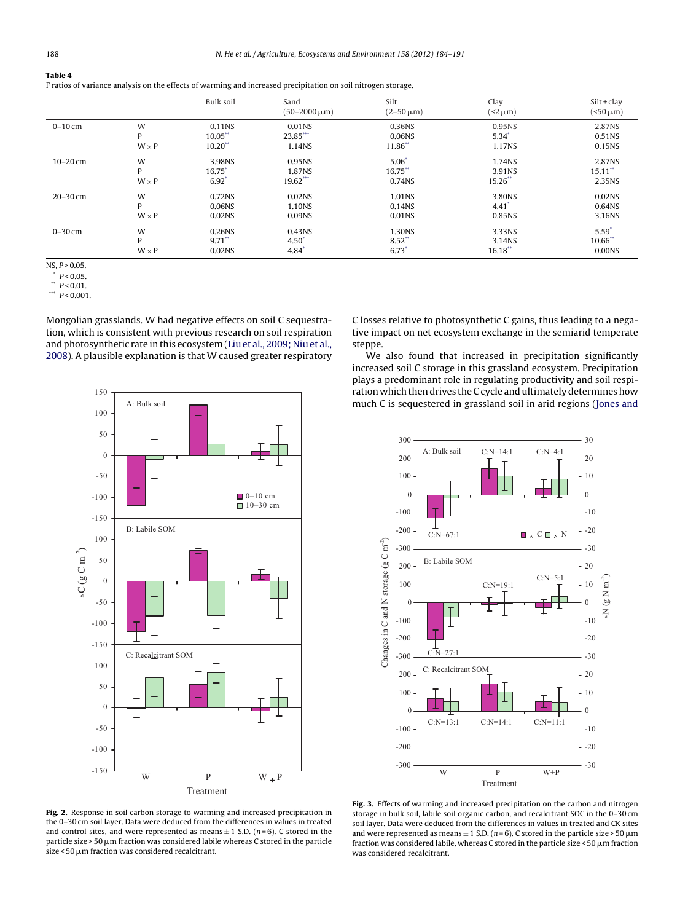**Table 4**
F ratios of variance analysis on the effects of warming and increased precipitation on soil nitrogen storage.

| | | Bulk soil | Sand (50–2000 μm) | Silt (2–50 μm) | Clay (<2 μm) | Silt + clay (<50 μm) |
|---|---|---|---|---|---|---|
| 0–10 cm | W | 0.11NS | 0.01NS | 0.36NS | 0.95NS | 2.87NS |
| | P | 10.05** | 23.85*** | 0.06NS | 5.34* | 0.51NS |
| | W × P | 10.20** | 1.14NS | 11.86** | 1.17NS | 0.15NS |
| 10–20 cm | W | 3.98NS | 0.95NS | 5.06* | 1.74NS | 2.87NS |
| | P | 16.75* | 1.87NS | 16.75** | 3.91NS | 15.11** |
| | W × P | 6.92* | 19.62*** | 0.74NS | 15.26** | 2.35NS |
| 20–30 cm | W | 0.72NS | 0.02NS | 1.01NS | 3.80NS | 0.02NS |
| | P | 0.06NS | 1.10NS | 0.14NS | 4.41* | 0.64NS |
| | W × P | 0.02NS | 0.09NS | 0.01NS | 0.85NS | 3.16NS |
| 0–30 cm | W | 0.26NS | 0.43NS | 1.30NS | 3.33NS | 5.59* |
| | P | 9.71** | 4.50* | 8.52** | 3.14NS | 10.66** |
| | W × P | 0.02NS | 4.84* | 6.73* | 16.18** | 0.00NS |

NS, $P > 0.05$.
* $P < 0.05$.
** $P < 0.01$.
*** $P < 0.001$.

Mongolian grasslands. W had negative effects on soil C sequestration, which is consistent with previous research on soil respiration and photosynthetic rate in this ecosystem (Liu et al., 2009; Niu et al., 2008). A plausible explanation is that W caused greater respiratory C losses relative to photosynthetic C gains, thus leading to a negative impact on net ecosystem exchange in the semiarid temperate steppe.

We also found that increased in precipitation significantly increased soil C storage in this grassland ecosystem. Precipitation plays a predominant role in regulating productivity and soil respiration which then drives the C cycle and ultimately determines how much C is sequestered in grassland soil in arid regions (Jones and

**Fig. 2.** Response in soil carbon storage to warming and increased precipitation in the 0–30 cm soil layer. Data were deduced from the differences in values in treated and control sites, and were represented as means ± 1 S.D. ($n$ = 6). C stored in the particle size > 50 μm fraction was considered labile whereas C stored in the particle size < 50 μm fraction was considered recalcitrant.

**Fig. 3.** Effects of warming and increased precipitation on the carbon and nitrogen storage in bulk soil, labile soil organic carbon, and recalcitrant SOC in the 0–30 cm soil layer. Data were deduced from the differences in values in treated and CK sites and were represented as means ± 1 S.D. ($n$ = 6). C stored in the particle size > 50 μm fraction was considered labile, whereas C stored in the particle size < 50 μm fraction was considered recalcitrant.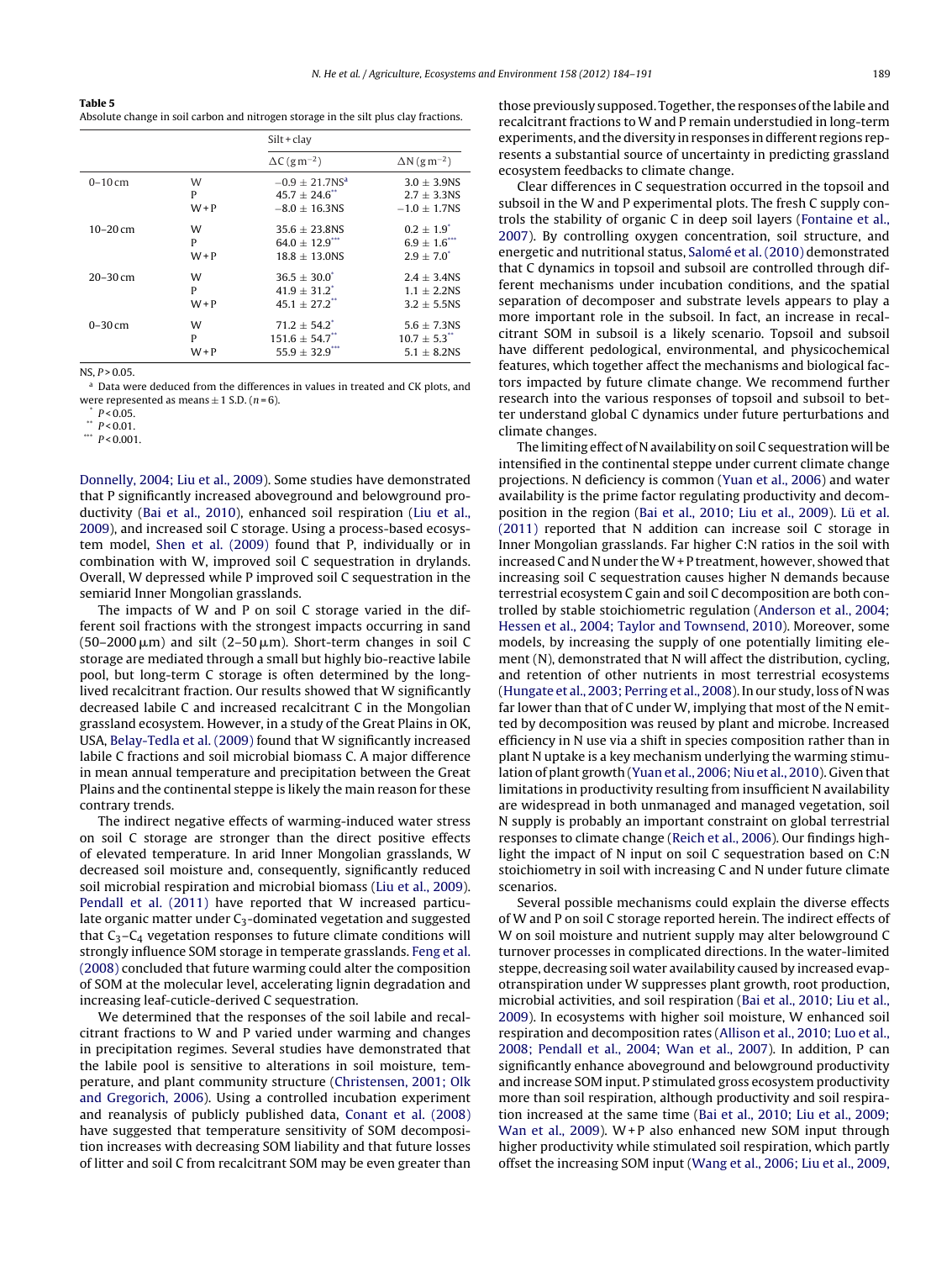**Table 5**
Absolute change in soil carbon and nitrogen storage in the silt plus clay fractions.

| | | Silt + clay | |
|---|---|---|---|
| | | $\Delta$C ($g\ m^{-2}$) | $\Delta$N ($g\ m^{-2}$) |
| 0–10 cm | W | $-0.9 \pm 21.7$NS[a] | $3.0 \pm 3.9$NS |
| | P | $45.7 \pm 24.6^{**}$ | $2.7 \pm 3.3$NS |
| | W + P | $-8.0 \pm 16.3$NS | $-1.0 \pm 1.7$NS |
| 10–20 cm | W | $35.6 \pm 23.8$NS | $0.2 \pm 1.9^{*}$ |
| | P | $64.0 \pm 12.9^{***}$ | $6.9 \pm 1.6^{***}$ |
| | W + P | $18.8 \pm 13.0$NS | $2.9 \pm 7.0^{*}$ |
| 20–30 cm | W | $36.5 \pm 30.0^{*}$ | $2.4 \pm 3.4$NS |
| | P | $41.9 \pm 31.2^{*}$ | $1.1 \pm 2.2$NS |
| | W + P | $45.1 \pm 27.2^{**}$ | $3.2 \pm 5.5$NS |
| 0–30 cm | W | $71.2 \pm 54.2^{*}$ | $5.6 \pm 7.3$NS |
| | P | $151.6 \pm 54.7^{**}$ | $10.7 \pm 5.3^{**}$ |
| | W + P | $55.9 \pm 32.9^{***}$ | $5.1 \pm 8.2$NS |

NS, $P > 0.05$.
[a] Data were deduced from the differences in values in treated and CK plots, and were represented as means ± 1 S.D. ($n = 6$).
* $P < 0.05$.
** $P < 0.01$.
*** $P < 0.001$.

Donnelly, 2004; Liu et al., 2009). Some studies have demonstrated that P significantly increased aboveground and belowground productivity (Bai et al., 2010), enhanced soil respiration (Liu et al., 2009), and increased soil C storage. Using a process-based ecosystem model, Shen et al. (2009) found that P, individually or in combination with W, improved soil C sequestration in drylands. Overall, W depressed while P improved soil C sequestration in the semiarid Inner Mongolian grasslands.

The impacts of W and P on soil C storage varied in the different soil fractions with the strongest impacts occurring in sand (50–2000 μm) and silt (2–50 μm). Short-term changes in soil C storage are mediated through a small but highly bio-reactive labile pool, but long-term C storage is often determined by the long-lived recalcitrant fraction. Our results showed that W significantly decreased labile C and increased recalcitrant C in the Mongolian grassland ecosystem. However, in a study of the Great Plains in OK, USA, Belay-Tedla et al. (2009) found that W significantly increased labile C fractions and soil microbial biomass C. A major difference in mean annual temperature and precipitation between the Great Plains and the continental steppe is likely the main reason for these contrary trends.

The indirect negative effects of warming-induced water stress on soil C storage are stronger than the direct positive effects of elevated temperature. In arid Inner Mongolian grasslands, W decreased soil moisture and, consequently, significantly reduced soil microbial respiration and microbial biomass (Liu et al., 2009). Pendall et al. (2011) have reported that W increased particulate organic matter under $C_3$-dominated vegetation and suggested that $C_3$–$C_4$ vegetation responses to future climate conditions will strongly influence SOM storage in temperate grasslands. Feng et al. (2008) concluded that future warming could alter the composition of SOM at the molecular level, accelerating lignin degradation and increasing leaf-cuticle-derived C sequestration.

We determined that the responses of the soil labile and recalcitrant fractions to W and P varied under warming and changes in precipitation regimes. Several studies have demonstrated that the labile pool is sensitive to alterations in soil moisture, temperature, and plant community structure (Christensen, 2001; Olk and Gregorich, 2006). Using a controlled incubation experiment and reanalysis of publicly published data, Conant et al. (2008) have suggested that temperature sensitivity of SOM decomposition increases with decreasing SOM liability and that future losses of litter and soil C from recalcitrant SOM may be even greater than those previously supposed. Together, the responses of the labile and recalcitrant fractions to W and P remain understudied in long-term experiments, and the diversity in responses in different regions represents a substantial source of uncertainty in predicting grassland ecosystem feedbacks to climate change.

Clear differences in C sequestration occurred in the topsoil and subsoil in the W and P experimental plots. The fresh C supply controls the stability of organic C in deep soil layers (Fontaine et al., 2007). By controlling oxygen concentration, soil structure, and energetic and nutritional status, Salomé et al. (2010) demonstrated that C dynamics in topsoil and subsoil are controlled through different mechanisms under incubation conditions, and the spatial separation of decomposer and substrate levels appears to play a more important role in the subsoil. In fact, an increase in recalcitrant SOM in subsoil is a likely scenario. Topsoil and subsoil have different pedological, environmental, and physicochemical features, which together affect the mechanisms and biological factors impacted by future climate change. We recommend further research into the various responses of topsoil and subsoil to better understand global C dynamics under future perturbations and climate changes.

The limiting effect of N availability on soil C sequestration will be intensified in the continental steppe under current climate change projections. N deficiency is common (Yuan et al., 2006) and water availability is the prime factor regulating productivity and decomposition in the region (Bai et al., 2010; Liu et al., 2009). Lü et al. (2011) reported that N addition can increase soil C storage in Inner Mongolian grasslands. Far higher C:N ratios in the soil with increased C and N under the W + P treatment, however, showed that increasing soil C sequestration causes higher N demands because terrestrial ecosystem C gain and soil C decomposition are both controlled by stable stoichiometric regulation (Anderson et al., 2004; Hessen et al., 2004; Taylor and Townsend, 2010). Moreover, some models, by increasing the supply of one potentially limiting element (N), demonstrated that N will affect the distribution, cycling, and retention of other nutrients in most terrestrial ecosystems (Hungate et al., 2003; Perring et al., 2008). In our study, loss of N was far lower than that of C under W, implying that most of the N emitted by decomposition was reused by plant and microbe. Increased efficiency in N use via a shift in species composition rather than in plant N uptake is a key mechanism underlying the warming stimulation of plant growth (Yuan et al., 2006; Niu et al., 2010). Given that limitations in productivity resulting from insufficient N availability are widespread in both unmanaged and managed vegetation, soil N supply is probably an important constraint on global terrestrial responses to climate change (Reich et al., 2006). Our findings highlight the impact of N input on soil C sequestration based on C:N stoichiometry in soil with increasing C and N under future climate scenarios.

Several possible mechanisms could explain the diverse effects of W and P on soil C storage reported herein. The indirect effects of W on soil moisture and nutrient supply may alter belowground C turnover processes in complicated directions. In the water-limited steppe, decreasing soil water availability caused by increased evapotranspiration under W suppresses plant growth, root production, microbial activities, and soil respiration (Bai et al., 2010; Liu et al., 2009). In ecosystems with higher soil moisture, W enhanced soil respiration and decomposition rates (Allison et al., 2010; Luo et al., 2008; Pendall et al., 2004; Wan et al., 2007). In addition, P can significantly enhance aboveground and belowground productivity and increase SOM input. P stimulated gross ecosystem productivity more than soil respiration, although productivity and soil respiration increased at the same time (Bai et al., 2010; Liu et al., 2009; Wan et al., 2009). W + P also enhanced new SOM input through higher productivity while stimulated soil respiration, which partly offset the increasing SOM input (Wang et al., 2006; Liu et al., 2009,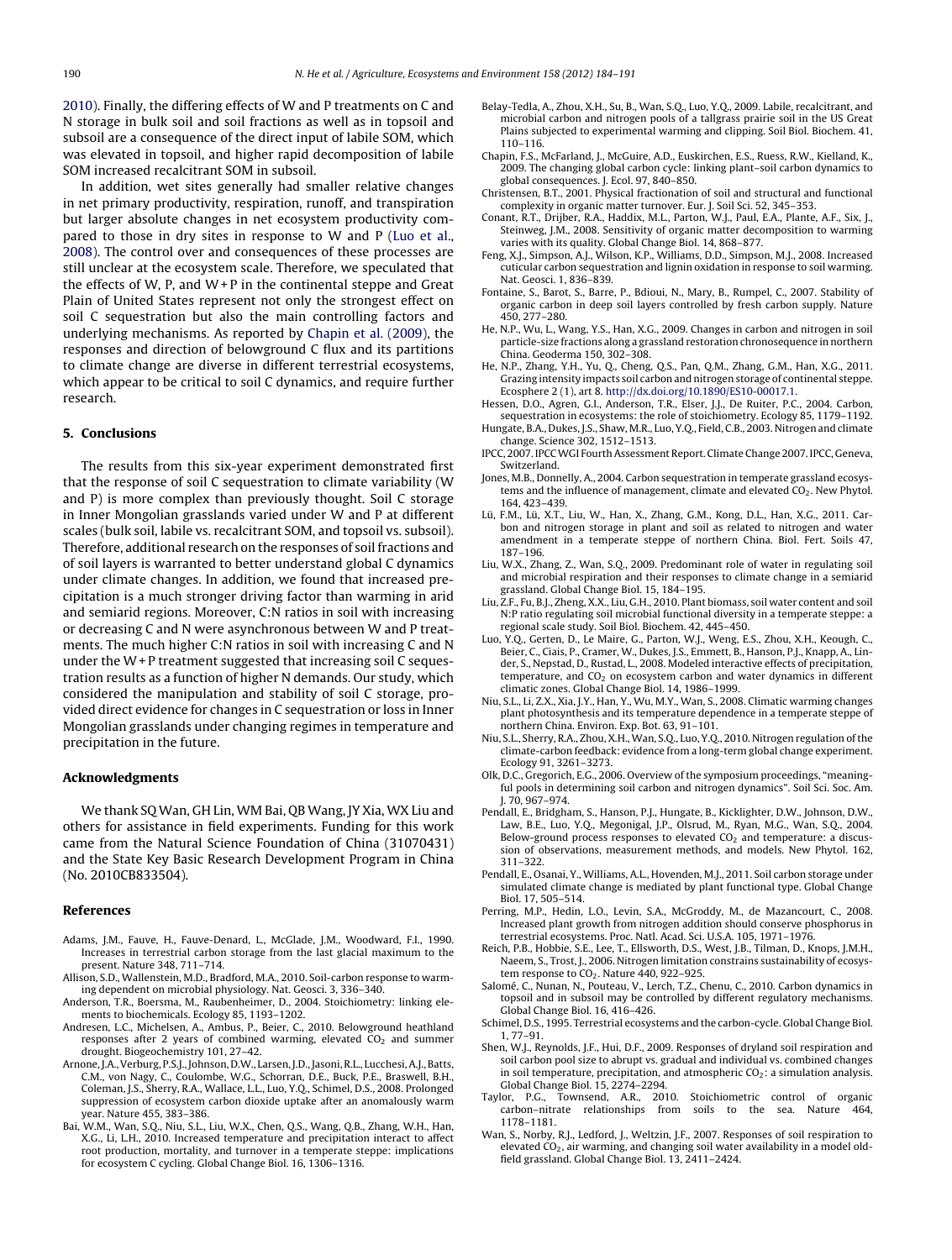2010). Finally, the differing effects of W and P treatments on C and N storage in bulk soil and soil fractions as well as in topsoil and subsoil are a consequence of the direct input of labile SOM, which was elevated in topsoil, and higher rapid decomposition of labile SOM increased recalcitrant SOM in subsoil.

In addition, wet sites generally had smaller relative changes in net primary productivity, respiration, runoff, and transpiration but larger absolute changes in net ecosystem productivity compared to those in dry sites in response to W and P (Luo et al., 2008). The control over and consequences of these processes are still unclear at the ecosystem scale. Therefore, we speculated that the effects of W, P, and W + P in the continental steppe and Great Plain of United States represent not only the strongest effect on soil C sequestration but also the main controlling factors and underlying mechanisms. As reported by Chapin et al. (2009), the responses and direction of belowground C flux and its partitions to climate change are diverse in different terrestrial ecosystems, which appear to be critical to soil C dynamics, and require further research.

## 5. Conclusions

The results from this six-year experiment demonstrated first that the response of soil C sequestration to climate variability (W and P) is more complex than previously thought. Soil C storage in Inner Mongolian grasslands varied under W and P at different scales (bulk soil, labile vs. recalcitrant SOM, and topsoil vs. subsoil). Therefore, additional research on the responses of soil fractions and of soil layers is warranted to better understand global C dynamics under climate changes. In addition, we found that increased precipitation is a much stronger driving factor than warming in arid and semiarid regions. Moreover, C:N ratios in soil with increasing or decreasing C and N were asynchronous between W and P treatments. The much higher C:N ratios in soil with increasing C and N under the W + P treatment suggested that increasing soil C sequestration results as a function of higher N demands. Our study, which considered the manipulation and stability of soil C storage, provided direct evidence for changes in C sequestration or loss in Inner Mongolian grasslands under changing regimes in temperature and precipitation in the future.

## Acknowledgments

We thank SQ Wan, GH Lin, WM Bai, QB Wang, JY Xia, WX Liu and others for assistance in field experiments. Funding for this work came from the Natural Science Foundation of China (31070431) and the State Key Basic Research Development Program in China (No. 2010CB833504).

## References

Adams, J.M., Fauve, H., Fauve-Denard, L., McGlade, J.M., Woodward, F.I., 1990. Increases in terrestrial carbon storage from the last glacial maximum to the present. Nature 348, 711–714.

Allison, S.D., Wallenstein, M.D., Bradford, M.A., 2010. Soil-carbon response to warming dependent on microbial physiology. Nat. Geosci. 3, 336–340.

Anderson, T.R., Boersma, M., Raubenheimer, D., 2004. Stoichiometry: linking elements to biochemicals. Ecology 85, 1193–1202.

Andresen, L.C., Michelsen, A., Ambus, P., Beier, C., 2010. Belowground heathland responses after 2 years of combined warming, elevated $CO_2$ and summer drought. Biogeochemistry 101, 27–42.

Arnone, J.A., Verburg, P.S.J., Johnson, D.W., Larsen, J.D., Jasoni, R.L., Lucchesi, A.J., Batts, C.M., von Nagy, C., Coulombe, W.G., Schorran, D.E., Buck, P.E., Braswell, B.H., Coleman, J.S., Sherry, R.A., Wallace, L.L., Luo, Y.Q., Schimel, D.S., 2008. Prolonged suppression of ecosystem carbon dioxide uptake after an anomalously warm year. Nature 455, 383–386.

Bai, W.M., Wan, S.Q., Niu, S.L., Liu, W.X., Chen, Q.S., Wang, Q.B., Zhang, W.H., Han, X.G., Li, L.H., 2010. Increased temperature and precipitation interact to affect root production, mortality, and turnover in a temperate steppe: implications for ecosystem C cycling. Global Change Biol. 16, 1306–1316.

Belay-Tedla, A., Zhou, X.H., Su, B., Wan, S.Q., Luo, Y.Q., 2009. Labile, recalcitrant, and microbial carbon and nitrogen pools of a tallgrass prairie soil in the US Great Plains subjected to experimental warming and clipping. Soil Biol. Biochem. 41, 110–116.

Chapin, F.S., McFarland, J., McGuire, A.D., Euskirchen, E.S., Ruess, R.W., Kielland, K., 2009. The changing global carbon cycle: linking plant–soil carbon dynamics to global consequences. J. Ecol. 97, 840–850.

Christensen, B.T., 2001. Physical fractionation of soil and structural and functional complexity in organic matter turnover. Eur. J. Soil Sci. 52, 345–353.

Conant, R.T., Drijber, R.A., Haddix, M.L., Parton, W.J., Paul, E.A., Plante, A.F., Six, J., Steinweg, J.M., 2008. Sensitivity of organic matter decomposition to warming varies with its quality. Global Change Biol. 14, 868–877.

Feng, X.J., Simpson, A.J., Wilson, K.P., Williams, D.D., Simpson, M.J., 2008. Increased cuticular carbon sequestration and lignin oxidation in response to soil warming. Nat. Geosci. 1, 836–839.

Fontaine, S., Barot, S., Barre, P., Bdioui, N., Mary, B., Rumpel, C., 2007. Stability of organic carbon in deep soil layers controlled by fresh carbon supply. Nature 450, 277–280.

He, N.P., Wu, L., Wang, Y.S., Han, X.G., 2009. Changes in carbon and nitrogen in soil particle-size fractions along a grassland restoration chronosequence in northern China. Geoderma 150, 302–308.

He, N.P., Zhang, Y.H., Yu, Q., Cheng, Q.S., Pan, Q.M., Zhang, G.M., Han, X.G., 2011. Grazing intensity impacts soil carbon and nitrogen storage of continental steppe. Ecosphere 2 (1), art 8. http://dx.doi.org/10.1890/ES10-00017.1.

Hessen, D.O., Agren, G.I., Anderson, T.R., Elser, J.J., De Ruiter, P.C., 2004. Carbon, sequestration in ecosystems: the role of stoichiometry. Ecology 85, 1179–1192.

Hungate, B.A., Dukes, J.S., Shaw, M.R., Luo, Y.Q., Field, C.B., 2003. Nitrogen and climate change. Science 302, 1512–1513.

IPCC, 2007. IPCC WGI Fourth Assessment Report. Climate Change 2007. IPCC, Geneva, Switzerland.

Jones, M.B., Donnelly, A., 2004. Carbon sequestration in temperate grassland ecosystems and the influence of management, climate and elevated $CO_2$. New Phytol. 164, 423–439.

Lü, F.M., Lü, X.T., Liu, W., Han, X., Zhang, G.M., Kong, D.L., Han, X.G., 2011. Carbon and nitrogen storage in plant and soil as related to nitrogen and water amendment in a temperate steppe of northern China. Biol. Fert. Soils 47, 187–196.

Liu, W.X., Zhang, Z., Wan, S.Q., 2009. Predominant role of water in regulating soil and microbial respiration and their responses to climate change in a semiarid grassland. Global Change Biol. 15, 184–195.

Liu, Z.F., Fu, B.J., Zheng, X.X., Liu, G.H., 2010. Plant biomass, soil water content and soil N:P ratio regulating soil microbial functional diversity in a temperate steppe: a regional scale study. Soil Biol. Biochem. 42, 445–450.

Luo, Y.Q., Gerten, D., Le Maire, G., Parton, W.J., Weng, E.S., Zhou, X.H., Keough, C., Beier, C., Ciais, P., Cramer, W., Dukes, J.S., Emmett, B., Hanson, P.J., Knapp, A., Linder, S., Nepstad, D., Rustad, L., 2008. Modeled interactive effects of precipitation, temperature, and $CO_2$ on ecosystem carbon and water dynamics in different climatic zones. Global Change Biol. 14, 1986–1999.

Niu, S.L., Li, Z.X., Xia, J.Y., Han, Y., Wu, M.Y., Wan, S., 2008. Climatic warming changes plant photosynthesis and its temperature dependence in a temperate steppe of northern China. Environ. Exp. Bot. 63, 91–101.

Niu, S.L., Sherry, R.A., Zhou, X.H., Wan, S.Q., Luo, Y.Q., 2010. Nitrogen regulation of the climate-carbon feedback: evidence from a long-term global change experiment. Ecology 91, 3261–3273.

Olk, D.C., Gregorich, E.G., 2006. Overview of the symposium proceedings, "meaningful pools in determining soil carbon and nitrogen dynamics". Soil Sci. Soc. Am. J. 70, 967–974.

Pendall, E., Bridgham, S., Hanson, P.J., Hungate, B., Kicklighter, D.W., Johnson, D.W., Law, B.E., Luo, Y.Q., Megonigal, J.P., Olsrud, M., Ryan, M.G., Wan, S.Q., 2004. Below-ground process responses to elevated $CO_2$ and temperature: a discussion of observations, measurement methods, and models. New Phytol. 162, 311–322.

Pendall, E., Osanai, Y., Williams, A.L., Hovenden, M.J., 2011. Soil carbon storage under simulated climate change is mediated by plant functional type. Global Change Biol. 17, 505–514.

Perring, M.P., Hedin, L.O., Levin, S.A., McGroddy, M., de Mazancourt, C., 2008. Increased plant growth from nitrogen addition should conserve phosphorus in terrestrial ecosystems. Proc. Natl. Acad. Sci. U.S.A. 105, 1971–1976.

Reich, P.B., Hobbie, S.E., Lee, T., Ellsworth, D.S., West, J.B., Tilman, D., Knops, J.M.H., Naeem, S., Trost, J., 2006. Nitrogen limitation constrains sustainability of ecosystem response to $CO_2$. Nature 440, 922–925.

Salomé, C., Nunan, N., Pouteau, V., Lerch, T.Z., Chenu, C., 2010. Carbon dynamics in topsoil and in subsoil may be controlled by different regulatory mechanisms. Global Change Biol. 16, 416–426.

Schimel, D.S., 1995. Terrestrial ecosystems and the carbon-cycle. Global Change Biol. 1, 77–91.

Shen, W.J., Reynolds, J.F., Hui, D.F., 2009. Responses of dryland soil respiration and soil carbon pool size to abrupt vs. gradual and individual vs. combined changes in soil temperature, precipitation, and atmospheric $CO_2$: a simulation analysis. Global Change Biol. 15, 2274–2294.

Taylor, P.G., Townsend, A.R., 2010. Stoichiometric control of organic carbon–nitrate relationships from soils to the sea. Nature 464, 1178–1181.

Wan, S., Norby, R.J., Ledford, J., Weltzin, J.F., 2007. Responses of soil respiration to elevated $CO_2$, air warming, and changing soil water availability in a model old-field grassland. Global Change Biol. 13, 2411–2424.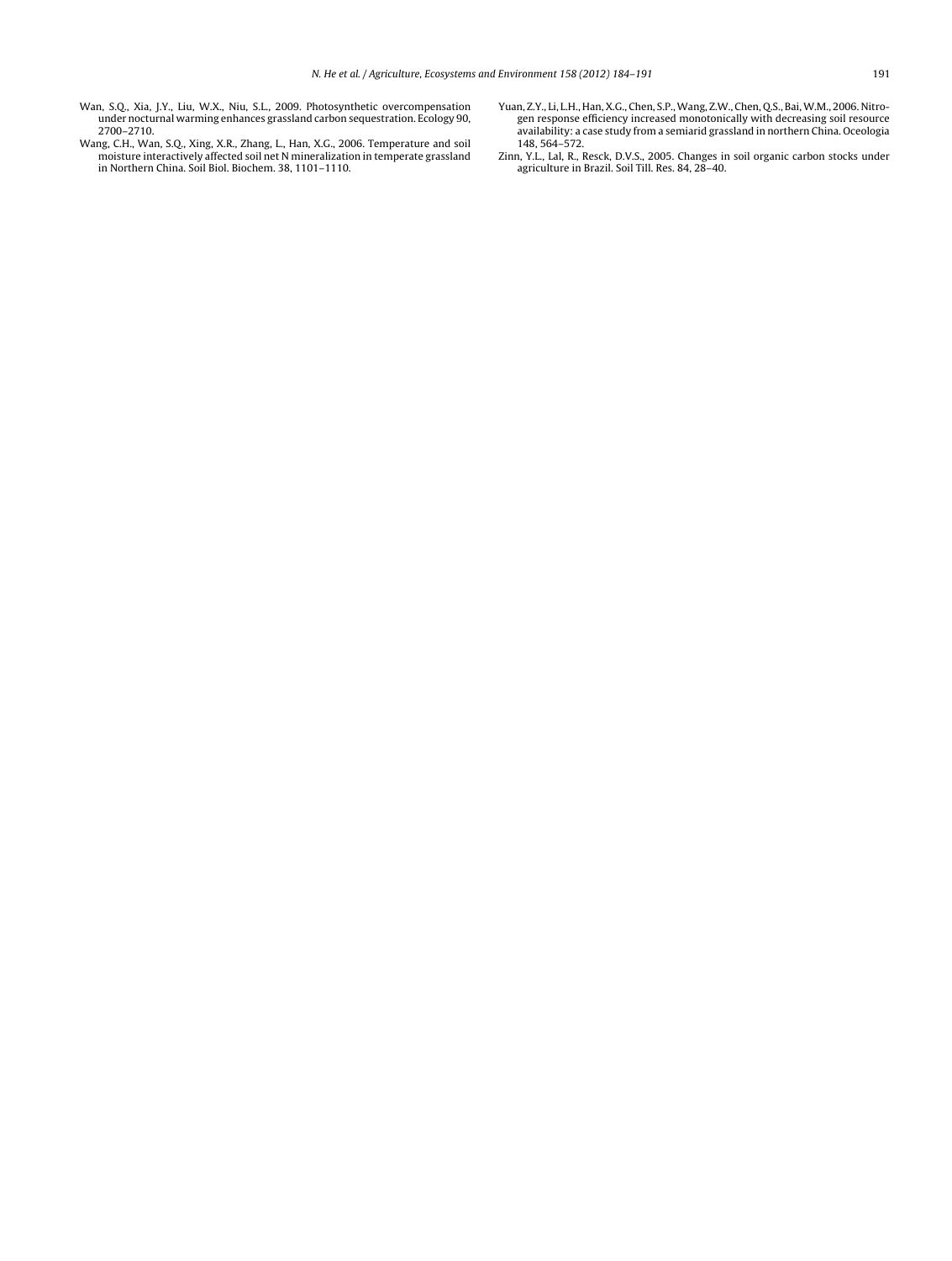Wan, S.Q., Xia, J.Y., Liu, W.X., Niu, S.L., 2009. Photosynthetic overcompensation under nocturnal warming enhances grassland carbon sequestration. Ecology 90, 2700–2710.

Wang, C.H., Wan, S.Q., Xing, X.R., Zhang, L., Han, X.G., 2006. Temperature and soil moisture interactively affected soil net N mineralization in temperate grassland in Northern China. Soil Biol. Biochem. 38, 1101–1110.

Yuan, Z.Y., Li, L.H., Han, X.G., Chen, S.P., Wang, Z.W., Chen, Q.S., Bai, W.M., 2006. Nitrogen response efficiency increased monotonically with decreasing soil resource availability: a case study from a semiarid grassland in northern China. Oceologia 148, 564–572.

Zinn, Y.L., Lal, R., Resck, D.V.S., 2005. Changes in soil organic carbon stocks under agriculture in Brazil. Soil Till. Res. 84, 28–40.